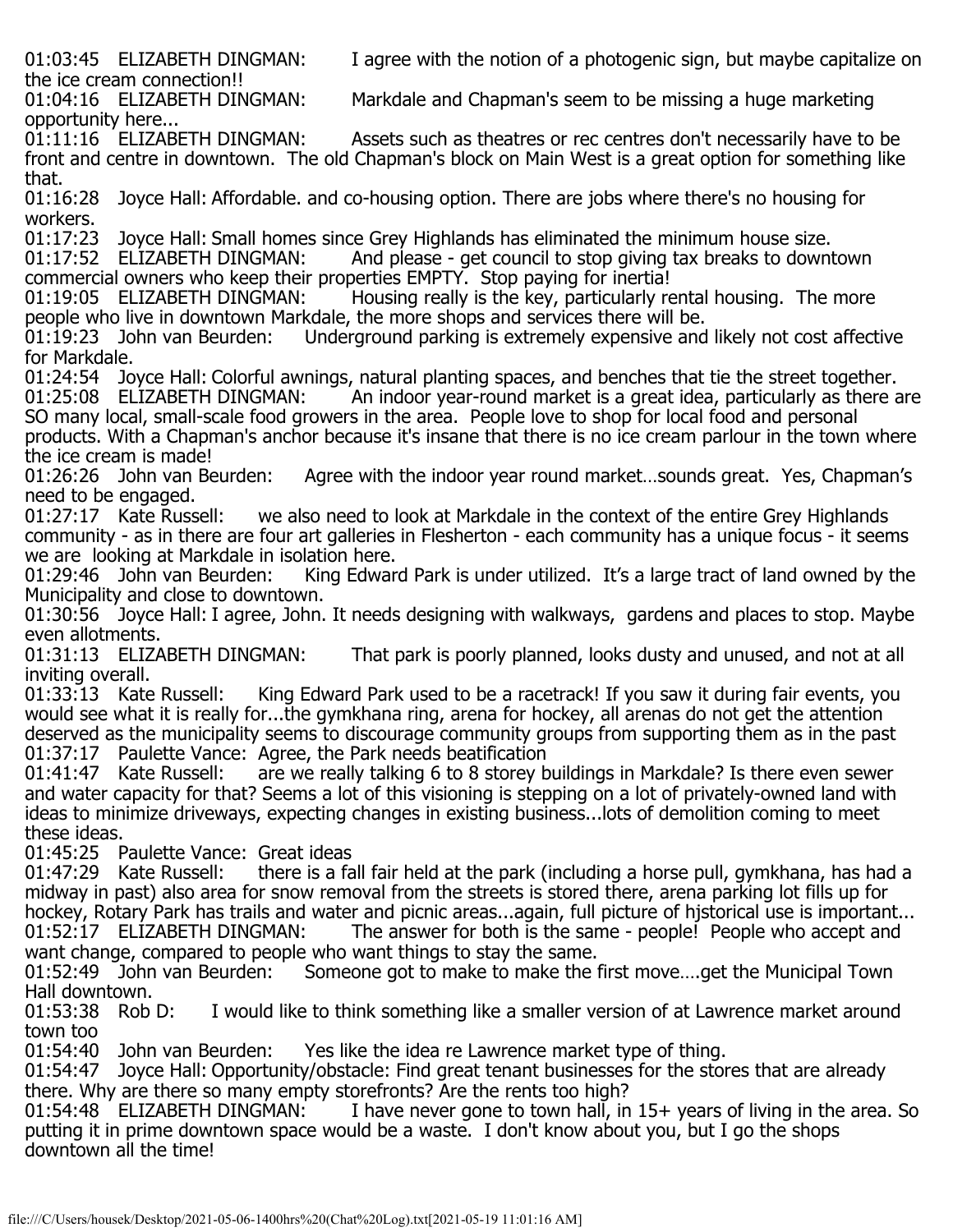01:03:45 ELIZABETH DINGMAN: I agree with the notion of a photogenic sign, but maybe capitalize on the ice cream connection!!

01:04:16 ELIZABETH DINGMAN: Markdale and Chapman's seem to be missing a huge marketing opportunity here...

01:11:16 ELIZABETH DINGMAN: Assets such as theatres or rec centres don't necessarily have to be front and centre in downtown. The old Chapman's block on Main West is a great option for something like that.

01:16:28 Joyce Hall: Affordable. and co-housing option. There are jobs where there's no housing for workers.

01:17:23 Joyce Hall: Small homes since Grey Highlands has eliminated the minimum house size.

01:17:52 ELIZABETH DINGMAN: And please - get council to stop giving tax breaks to downtown commercial owners who keep their properties EMPTY. Stop paying for inertia!

01:19:05 ELIZABETH DINGMAN: Housing really is the key, particularly rental housing. The more people who live in downtown Markdale, the more shops and services there will be.

01:19:23 John van Beurden: Underground parking is extremely expensive and likely not cost affective for Markdale.

01:24:54 Joyce Hall: Colorful awnings, natural planting spaces, and benches that tie the street together.

01:25:08 ELIZABETH DINGMAN: An indoor year-round market is a great idea, particularly as there are SO many local, small-scale food growers in the area. People love to shop for local food and personal products. With a Chapman's anchor because it's insane that there is no ice cream parlour in the town where the ice cream is made!

01:26:26 John van Beurden: Agree with the indoor year round market…sounds great. Yes, Chapman's need to be engaged.

01:27:17 Kate Russell: we also need to look at Markdale in the context of the entire Grey Highlands community - as in there are four art galleries in Flesherton - each community has a unique focus - it seems we are looking at Markdale in isolation here.

01:29:46 John van Beurden: King Edward Park is under utilized. It's a large tract of land owned by the Municipality and close to downtown.

01:30:56 Joyce Hall: I agree, John. It needs designing with walkways, gardens and places to stop. Maybe even allotments.

01:31:13 ELIZABETH DINGMAN: That park is poorly planned, looks dusty and unused, and not at all inviting overall.

01:33:13 Kate Russell: King Edward Park used to be a racetrack! If you saw it during fair events, you would see what it is really for...the gymkhana ring, arena for hockey, all arenas do not get the attention deserved as the municipality seems to discourage community groups from supporting them as in the past

01:37:17 Paulette Vance: Agree, the Park needs beatification

01:41:47 Kate Russell: are we really talking 6 to 8 storey buildings in Markdale? Is there even sewer and water capacity for that? Seems a lot of this visioning is stepping on a lot of privately-owned land with ideas to minimize driveways, expecting changes in existing business...lots of demolition coming to meet these ideas.

01:45:25 Paulette Vance: Great ideas

01:47:29 Kate Russell: there is a fall fair held at the park (including a horse pull, gymkhana, has had a midway in past) also area for snow removal from the streets is stored there, arena parking lot fills up for hockey, Rotary Park has trails and water and picnic areas...again, full picture of hjstorical use is important...

01:52:17 ELIZABETH DINGMAN: The answer for both is the same - people! People who accept and want change, compared to people who want things to stay the same.

01:52:49 John van Beurden: Someone got to make to make the first move….get the Municipal Town Hall downtown.

01:53:38 Rob D: I would like to think something like a smaller version of at Lawrence market around town too

01:54:40 John van Beurden: Yes like the idea re Lawrence market type of thing.

01:54:47 Joyce Hall: Opportunity/obstacle: Find great tenant businesses for the stores that are already there. Why are there so many empty storefronts? Are the rents too high?

01:54:48 ELIZABETH DINGMAN: I have never gone to town hall, in 15+ years of living in the area. So putting it in prime downtown space would be a waste. I don't know about you, but I go the shops downtown all the time!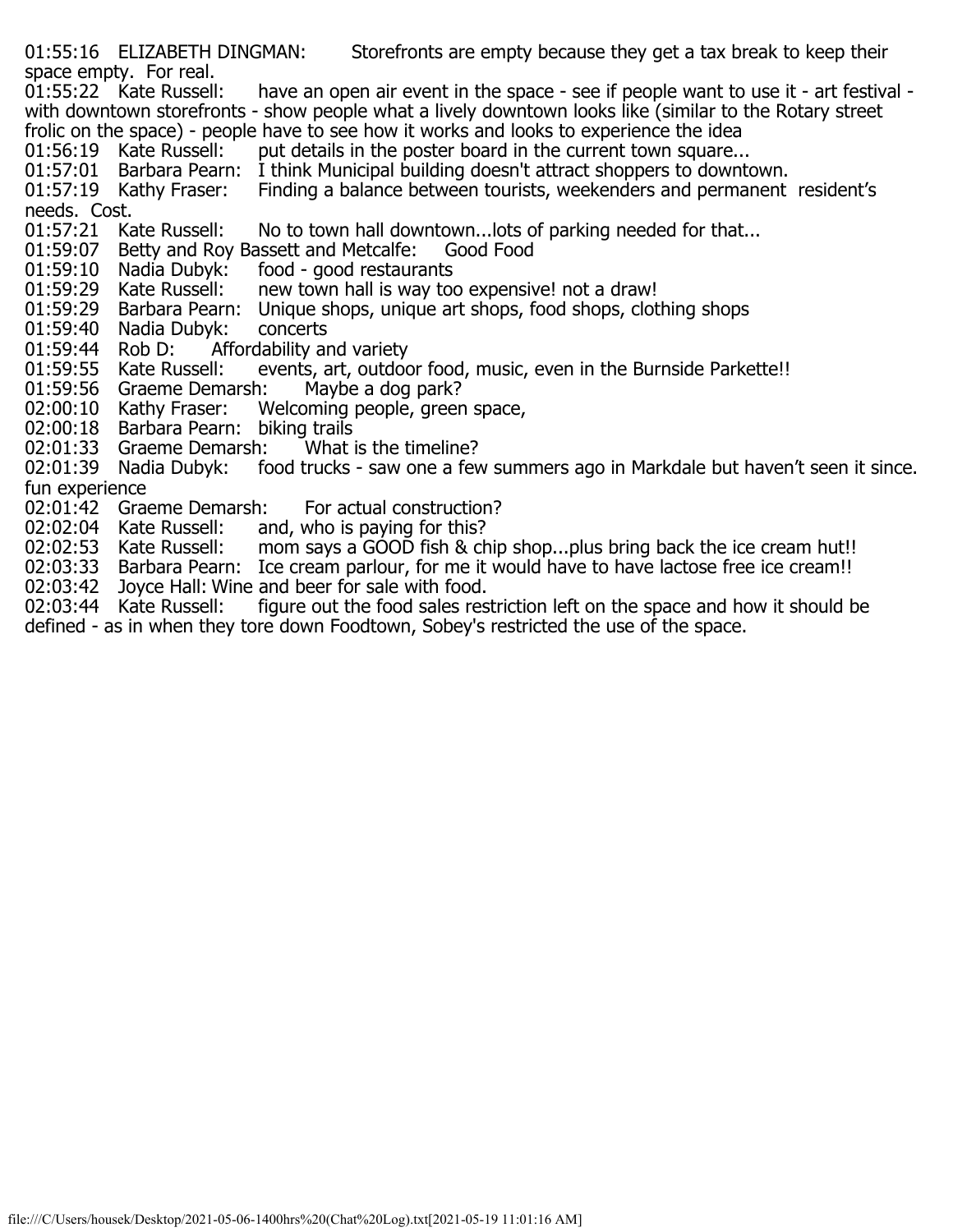01:55:16 ELIZABETH DINGMAN: Storefronts are empty because they get a tax break to keep their space empty. For real.

01:55:22 Kate Russell: have an open air event in the space - see if people want to use it - art festival - with downtown storefronts - show people what a lively downtown looks like (similar to the Rotary street frolic on the space) - people have to see how it works and looks to experience the idea

01:56:19 Kate Russell: put details in the poster board in the current town square...

01:57:01 Barbara Pearn: I think Municipal building doesn't attract shoppers to downtown.

01:57:19 Kathy Fraser: Finding a balance between tourists, weekenders and permanent resident's needs. Cost.

01:57:21 Kate Russell: No to town hall downtown...lots of parking needed for that...

01:59:07 Betty and Roy Bassett and Metcalfe: Good Food

01:59:10 Nadia Dubyk: food - good restaurants

01:59:29 Kate Russell: new town hall is way too expensive! not a draw!

01:59:29 Barbara Pearn: Unique shops, unique art shops, food shops, clothing shops

01:59:40 Nadia Dubyk: concerts

01:59:44 Rob D: Affordability and variety

01:59:55 Kate Russell: events, art, outdoor food, music, even in the Burnside Parkette!!

01:59:56 Graeme Demarsh: Maybe a dog park?

02:00:10 Kathy Fraser: Welcoming people, green space,

02:00:18 Barbara Pearn: biking trails

02:01:33 Graeme Demarsh: What is the timeline?

02:01:39 Nadia Dubyk: food trucks - saw one a few summers ago in Markdale but haven't seen it since. fun experience

02:01:42 Graeme Demarsh: For actual construction?

02:02:04 Kate Russell: and, who is paying for this?

02:02:53 Kate Russell: mom says a GOOD fish & chip shop...plus bring back the ice cream hut!!

02:03:33 Barbara Pearn: Ice cream parlour, for me it would have to have lactose free ice cream!!

02:03:42 Joyce Hall: Wine and beer for sale with food.

02:03:44 Kate Russell: figure out the food sales restriction left on the space and how it should be defined - as in when they tore down Foodtown, Sobey's restricted the use of the space.